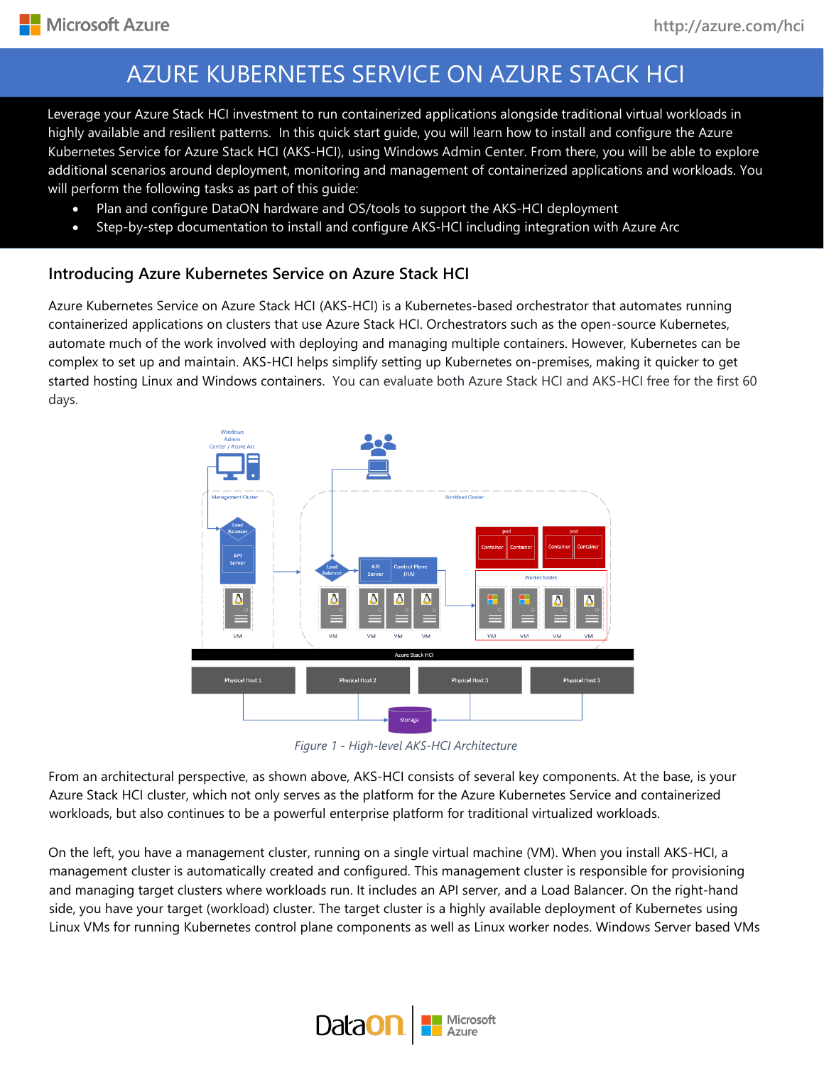# AZURE KUBERNETES SERVICE ON AZURE STACK HCI

Leverage your Azure Stack HCI investment to run containerized applications alongside traditional virtual workloads in highly available and resilient patterns. In this quick start guide, you will learn how to install and configure the Azure Kubernetes Service for Azure Stack HCI (AKS-HCI), using Windows Admin Center. From there, you will be able to explore additional scenarios around deployment, monitoring and management of containerized applications and workloads. You will perform the following tasks as part of this guide:

- Plan and configure DataON hardware and OS/tools to support the AKS-HCI deployment
- Step-by-step documentation to install and configure AKS-HCI including integration with Azure Arc

## Introducing Azure Kubernetes Service on Azure Stack HCI

Azure Kubernetes Service on Azure Stack HCI (AKS-HCI) is a Kubernetes-based orchestrator that automates running containerized applications on clusters that use Azure Stack HCI. Orchestrators such as the open-source Kubernetes, automate much of the work involved with deploying and managing multiple containers. However, Kubernetes can be complex to set up and maintain. AKS-HCI helps simplify setting up Kubernetes on-premises, making it quicker to get started hosting Linux and Windows containers. You can evaluate both Azure Stack HCI and AKS-HCI free for the first 60 days.

*Figure 1 - High-level AKS-HCI Architecture*

From an architectural perspective, as shown above, AKS-HCI consists of several key components. At the base, is your Azure Stack HCI cluster, which not only serves as the platform for the Azure Kubernetes Service and containerized workloads, but also continues to be a powerful enterprise platform for traditional virtualized workloads.

On the left, you have a management cluster, running on a single virtual machine (VM). When you install AKS-HCI, a management cluster is automatically created and configured. This management cluster is responsible for provisioning and managing target clusters where workloads run. It includes an API server, and a Load Balancer. On the right-hand side, you have your target (workload) cluster. The target cluster is a highly available deployment of Kubernetes using Linux VMs for running Kubernetes control plane components as well as Linux worker nodes. Windows Server based VMs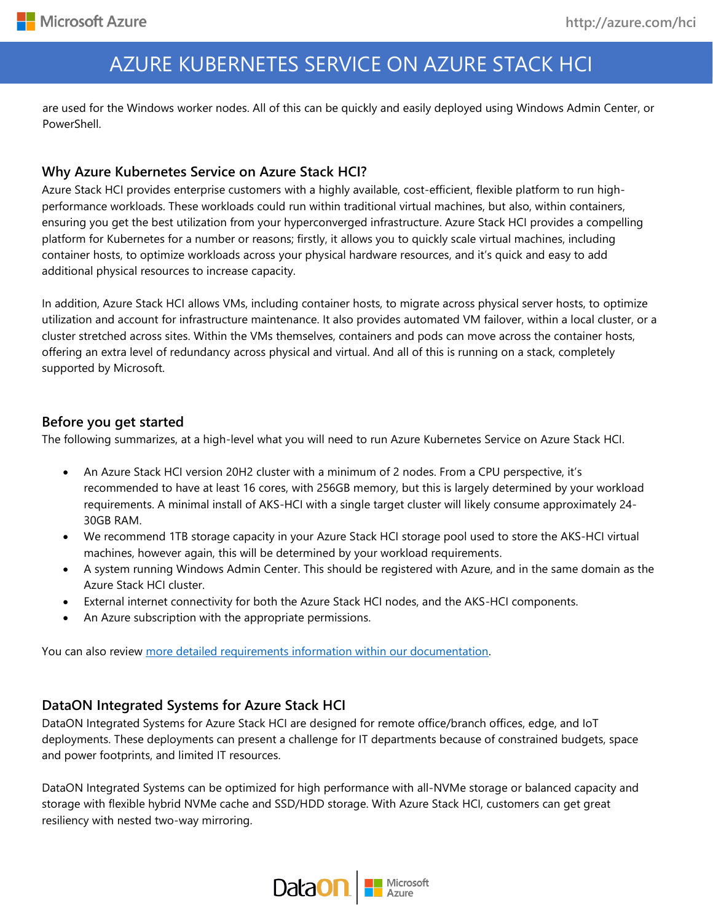are used for the Windows worker nodes. All of this can be quickly and easily deployed using Windows Admin Center, or PowerShell.

## Why Azure Kubernetes Service on Azure Stack HCI?

Azure Stack HCI provides enterprise customers with a highly available, cost-efficient, flexible platform to run high-performance workloads. These workloads could run within traditional virtual machines, but also, within containers, ensuring you get the best utilization from your hyperconverged infrastructure. Azure Stack HCI provides a compelling platform for Kubernetes for a number or reasons; firstly, it allows you to quickly scale virtual machines, including container hosts, to optimize workloads across your physical hardware resources, and it's quick and easy to add additional physical resources to increase capacity.

In addition, Azure Stack HCI allows VMs, including container hosts, to migrate across physical server hosts, to optimize utilization and account for infrastructure maintenance. It also provides automated VM failover, within a local cluster, or a cluster stretched across sites. Within the VMs themselves, containers and pods can move across the container hosts, offering an extra level of redundancy across physical and virtual. And all of this is running on a stack, completely supported by Microsoft.

## Before you get started

The following summarizes, at a high-level what you will need to run Azure Kubernetes Service on Azure Stack HCI.

- An Azure Stack HCI version 20H2 cluster with a minimum of 2 nodes. From a CPU perspective, it's recommended to have at least 16 cores, with 256GB memory, but this is largely determined by your workload requirements. A minimal install of AKS-HCI with a single target cluster will likely consume approximately 24-30GB RAM.
- We recommend 1TB storage capacity in your Azure Stack HCI storage pool used to store the AKS-HCI virtual machines, however again, this will be determined by your workload requirements.
- A system running Windows Admin Center. This should be registered with Azure, and in the same domain as the Azure Stack HCI cluster.
- External internet connectivity for both the Azure Stack HCI nodes, and the AKS-HCI components.
- An Azure subscription with the appropriate permissions.

You can also review more detailed requirements information within our documentation.

## DataON Integrated Systems for Azure Stack HCI

DataON Integrated Systems for Azure Stack HCI are designed for remote office/branch offices, edge, and IoT deployments. These deployments can present a challenge for IT departments because of constrained budgets, space and power footprints, and limited IT resources.

DataON Integrated Systems can be optimized for high performance with all-NVMe storage or balanced capacity and storage with flexible hybrid NVMe cache and SSD/HDD storage. With Azure Stack HCI, customers can get great resiliency with nested two-way mirroring.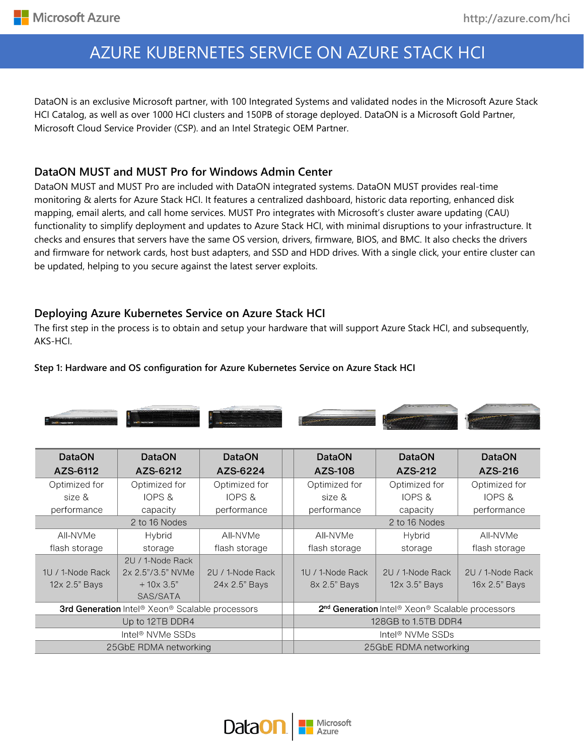# AZURE KUBERNETES SERVICE ON AZURE STACK HCI

DataON is an exclusive Microsoft partner, with 100 Integrated Systems and validated nodes in the Microsoft Azure Stack HCI Catalog, as well as over 1000 HCI clusters and 150PB of storage deployed. DataON is a Microsoft Gold Partner, Microsoft Cloud Service Provider (CSP). and an Intel Strategic OEM Partner.

## DataON MUST and MUST Pro for Windows Admin Center

DataON MUST and MUST Pro are included with DataON integrated systems. DataON MUST provides real-time monitoring & alerts for Azure Stack HCI. It features a centralized dashboard, historic data reporting, enhanced disk mapping, email alerts, and call home services. MUST Pro integrates with Microsoft's cluster aware updating (CAU) functionality to simplify deployment and updates to Azure Stack HCI, with minimal disruptions to your infrastructure. It checks and ensures that servers have the same OS version, drivers, firmware, BIOS, and BMC. It also checks the drivers and firmware for network cards, host bust adapters, and SSD and HDD drives. With a single click, your entire cluster can be updated, helping to you secure against the latest server exploits.

## Deploying Azure Kubernetes Service on Azure Stack HCI

The first step in the process is to obtain and setup your hardware that will support Azure Stack HCI, and subsequently, AKS-HCI.

**Step 1: Hardware and OS configuration for Azure Kubernetes Service on Azure Stack HCI**

| DataON AZS-6112 | DataON AZS-6212 | DataON AZS-6224 | DataON AZS-108 | DataON AZS-212 | DataON AZS-216 |
|---|---|---|---|---|---|
| Optimized for size & performance | Optimized for IOPS & capacity | Optimized for IOPS & performance | Optimized for size & performance | Optimized for IOPS & capacity | Optimized for IOPS & performance |
| 2 to 16 Nodes | | | 2 to 16 Nodes | | |
| All-NVMe flash storage | Hybrid storage | All-NVMe flash storage | All-NVMe flash storage | Hybrid storage | All-NVMe flash storage |
| 1U / 1-Node Rack 12x 2.5" Bays | 2U / 1-Node Rack 2x 2.5"/3.5" NVMe + 10x 3.5" SAS/SATA | 2U / 1-Node Rack 24x 2.5" Bays | 1U / 1-Node Rack 8x 2.5" Bays | 2U / 1-Node Rack 12x 3.5" Bays | 2U / 1-Node Rack 16x 2.5" Bays |
| **3rd Generation** Intel® Xeon® Scalable processors | | | **2nd Generation** Intel® Xeon® Scalable processors | | |
| Up to 12TB DDR4 | | | 128GB to 1.5TB DDR4 | | |
| Intel® NVMe SSDs | | | Intel® NVMe SSDs | | |
| 25GbE RDMA networking | | | 25GbE RDMA networking | | |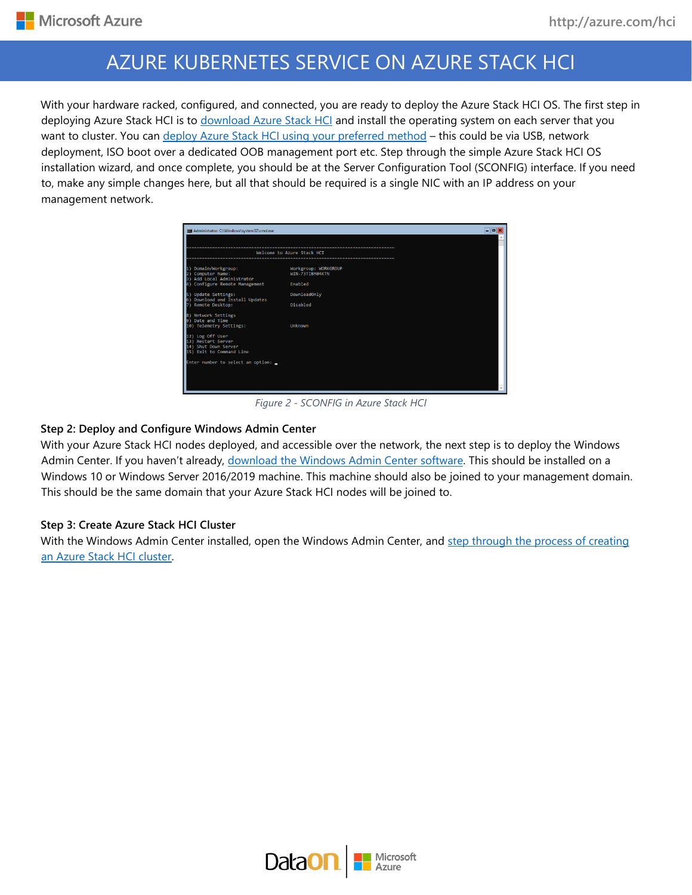With your hardware racked, configured, and connected, you are ready to deploy the Azure Stack HCI OS. The first step in deploying Azure Stack HCI is to download Azure Stack HCI and install the operating system on each server that you want to cluster. You can deploy Azure Stack HCI using your preferred method – this could be via USB, network deployment, ISO boot over a dedicated OOB management port etc. Step through the simple Azure Stack HCI OS installation wizard, and once complete, you should be at the Server Configuration Tool (SCONFIG) interface. If you need to, make any simple changes here, but all that should be required is a single NIC with an IP address on your management network.

*Figure 2 - SCONFIG in Azure Stack HCI*

**Step 2: Deploy and Configure Windows Admin Center**

With your Azure Stack HCI nodes deployed, and accessible over the network, the next step is to deploy the Windows Admin Center. If you haven't already, download the Windows Admin Center software. This should be installed on a Windows 10 or Windows Server 2016/2019 machine. This machine should also be joined to your management domain. This should be the same domain that your Azure Stack HCI nodes will be joined to.

**Step 3: Create Azure Stack HCI Cluster**

With the Windows Admin Center installed, open the Windows Admin Center, and step through the process of creating an Azure Stack HCI cluster.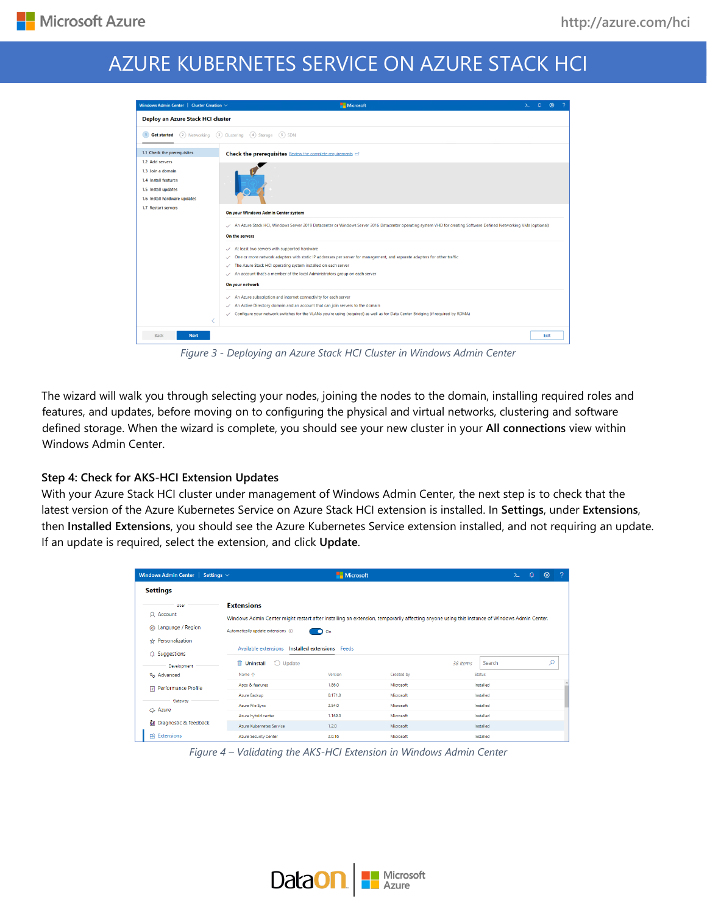Figure 3 - Deploying an Azure Stack HCI Cluster in Windows Admin Center

The wizard will walk you through selecting your nodes, joining the nodes to the domain, installing required roles and features, and updates, before moving on to configuring the physical and virtual networks, clustering and software defined storage. When the wizard is complete, you should see your new cluster in your **All connections** view within Windows Admin Center.

### Step 4: Check for AKS-HCI Extension Updates

With your Azure Stack HCI cluster under management of Windows Admin Center, the next step is to check that the latest version of the Azure Kubernetes Service on Azure Stack HCI extension is installed. In **Settings**, under **Extensions**, then **Installed Extensions**, you should see the Azure Kubernetes Service extension installed, and not requiring an update. If an update is required, select the extension, and click **Update**.

Figure 4 – Validating the AKS-HCI Extension in Windows Admin Center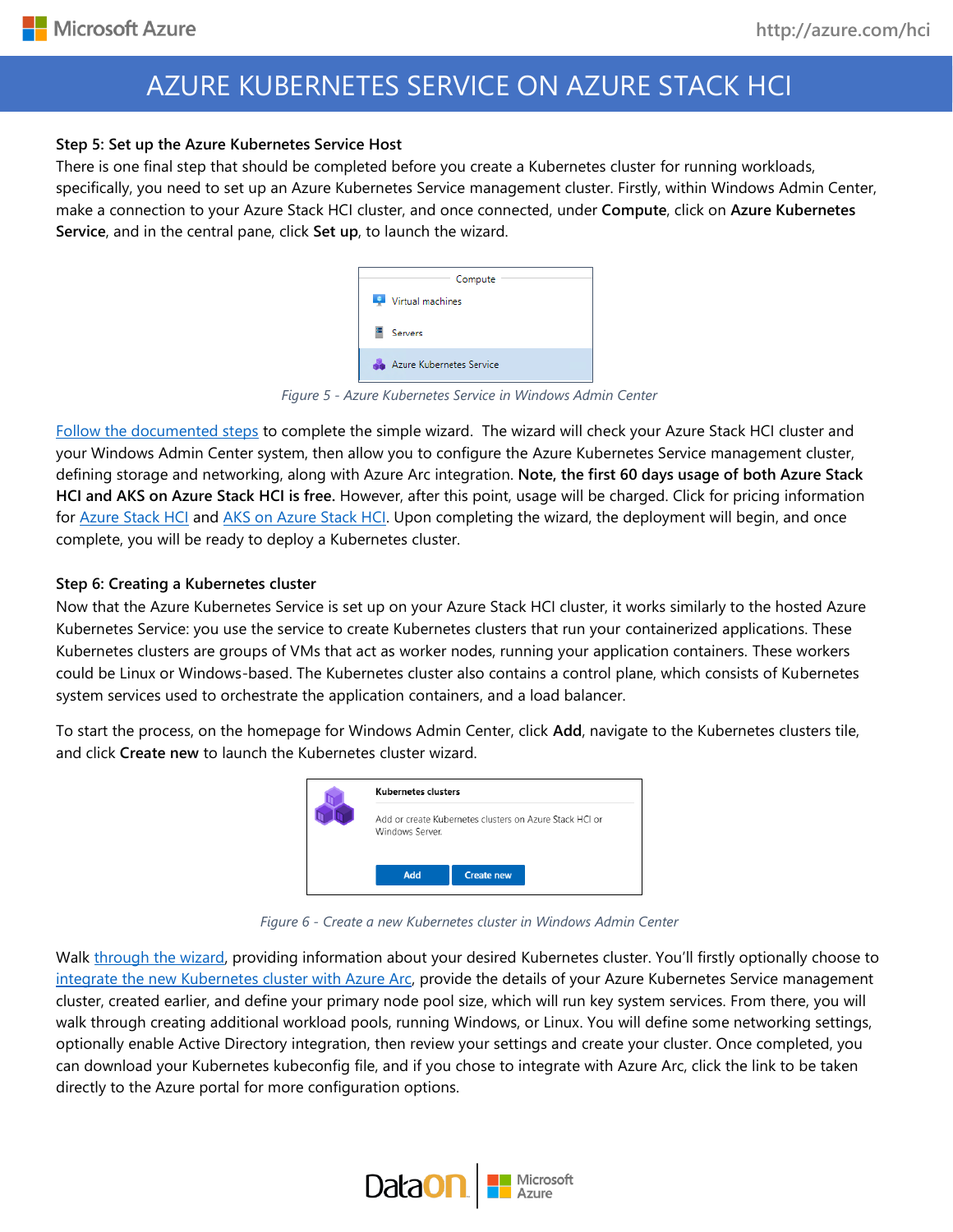### Step 5: Set up the Azure Kubernetes Service Host

There is one final step that should be completed before you create a Kubernetes cluster for running workloads, specifically, you need to set up an Azure Kubernetes Service management cluster. Firstly, within Windows Admin Center, make a connection to your Azure Stack HCI cluster, and once connected, under **Compute**, click on **Azure Kubernetes Service**, and in the central pane, click **Set up**, to launch the wizard.

*Figure 5 - Azure Kubernetes Service in Windows Admin Center*

Follow the documented steps to complete the simple wizard. The wizard will check your Azure Stack HCI cluster and your Windows Admin Center system, then allow you to configure the Azure Kubernetes Service management cluster, defining storage and networking, along with Azure Arc integration. **Note, the first 60 days usage of both Azure Stack HCI and AKS on Azure Stack HCI is free.** However, after this point, usage will be charged. Click for pricing information for Azure Stack HCI and AKS on Azure Stack HCI. Upon completing the wizard, the deployment will begin, and once complete, you will be ready to deploy a Kubernetes cluster.

### Step 6: Creating a Kubernetes cluster

Now that the Azure Kubernetes Service is set up on your Azure Stack HCI cluster, it works similarly to the hosted Azure Kubernetes Service: you use the service to create Kubernetes clusters that run your containerized applications. These Kubernetes clusters are groups of VMs that act as worker nodes, running your application containers. These workers could be Linux or Windows-based. The Kubernetes cluster also contains a control plane, which consists of Kubernetes system services used to orchestrate the application containers, and a load balancer.

To start the process, on the homepage for Windows Admin Center, click **Add**, navigate to the Kubernetes clusters tile, and click **Create new** to launch the Kubernetes cluster wizard.

*Figure 6 - Create a new Kubernetes cluster in Windows Admin Center*

Walk through the wizard, providing information about your desired Kubernetes cluster. You'll firstly optionally choose to integrate the new Kubernetes cluster with Azure Arc, provide the details of your Azure Kubernetes Service management cluster, created earlier, and define your primary node pool size, which will run key system services. From there, you will walk through creating additional workload pools, running Windows, or Linux. You will define some networking settings, optionally enable Active Directory integration, then review your settings and create your cluster. Once completed, you can download your Kubernetes kubeconfig file, and if you chose to integrate with Azure Arc, click the link to be taken directly to the Azure portal for more configuration options.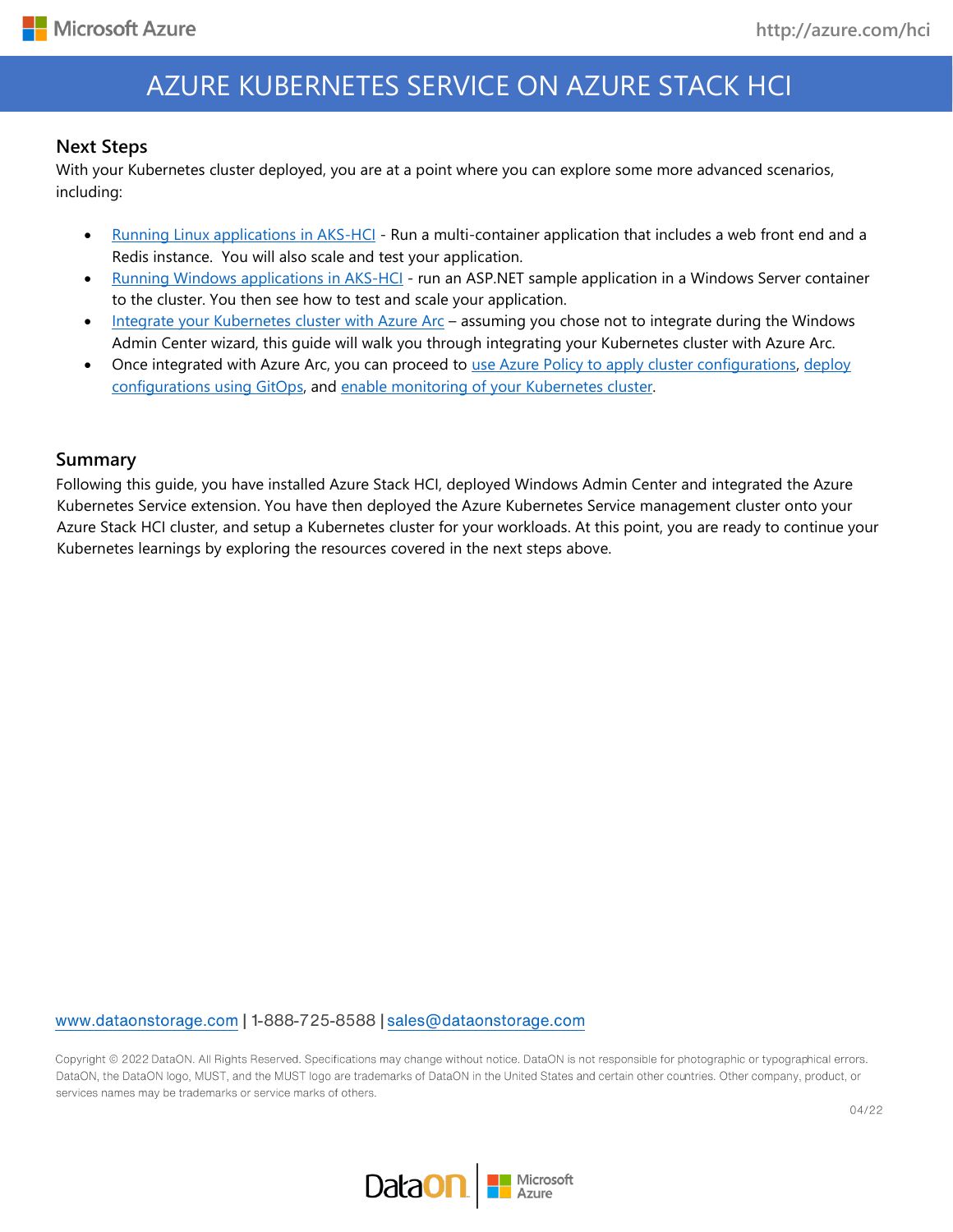## Next Steps

With your Kubernetes cluster deployed, you are at a point where you can explore some more advanced scenarios, including:

- Running Linux applications in AKS-HCI - Run a multi-container application that includes a web front end and a Redis instance. You will also scale and test your application.
- Running Windows applications in AKS-HCI - run an ASP.NET sample application in a Windows Server container to the cluster. You then see how to test and scale your application.
- Integrate your Kubernetes cluster with Azure Arc – assuming you chose not to integrate during the Windows Admin Center wizard, this guide will walk you through integrating your Kubernetes cluster with Azure Arc.
- Once integrated with Azure Arc, you can proceed to use Azure Policy to apply cluster configurations, deploy configurations using GitOps, and enable monitoring of your Kubernetes cluster.

## Summary

Following this guide, you have installed Azure Stack HCI, deployed Windows Admin Center and integrated the Azure Kubernetes Service extension. You have then deployed the Azure Kubernetes Service management cluster onto your Azure Stack HCI cluster, and setup a Kubernetes cluster for your workloads. At this point, you are ready to continue your Kubernetes learnings by exploring the resources covered in the next steps above.

www.dataonstorage.com | 1-888-725-8588 | sales@dataonstorage.com

Copyright © 2022 DataON. All Rights Reserved. Specifications may change without notice. DataON is not responsible for photographic or typographical errors. DataON, the DataON logo, MUST, and the MUST logo are trademarks of DataON in the United States and certain other countries. Other company, product, or services names may be trademarks or service marks of others.

04/22